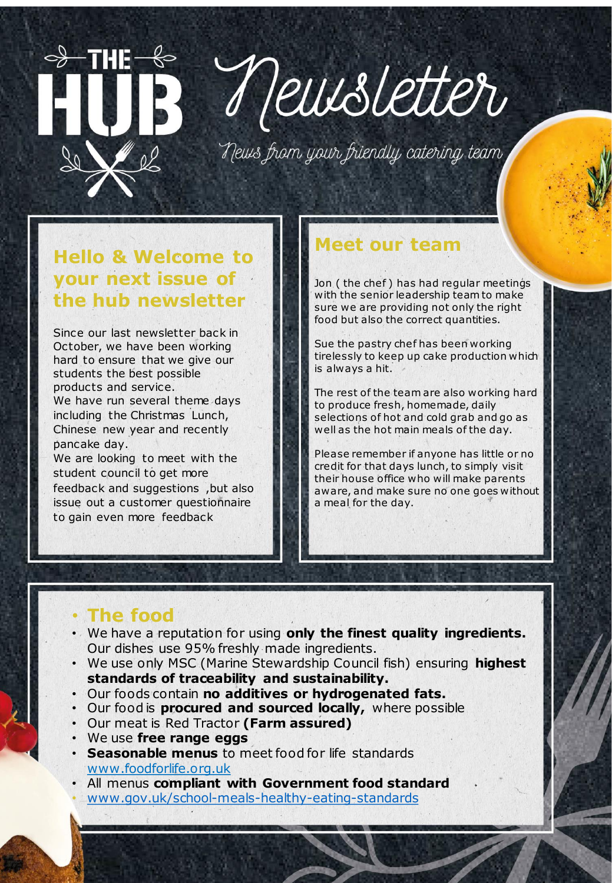# THE HUB Newsletter

*News from your friendly catering team*

## Hello & Welcome to your next issue of the hub newsletter

Since our last newsletter back in October, we have been working hard to ensure that we give our students the best possible products and service.
We have run several theme days including the Christmas Lunch, Chinese new year and recently pancake day.
We are looking to meet with the student council to get more feedback and suggestions ,but also issue out a customer questionnaire to gain even more feedback

## Meet our team

Jon ( the chef ) has had regular meetings with the senior leadership team to make sure we are providing not only the right food but also the correct quantities.

Sue the pastry chef has been working tirelessly to keep up cake production which is always a hit.

The rest of the team are also working hard to produce fresh, homemade, daily selections of hot and cold grab and go as well as the hot main meals of the day.

Please remember if anyone has little or no credit for that days lunch, to simply visit their house office who will make parents aware, and make sure no one goes without a meal for the day.

## The food

- We have a reputation for using **only the finest quality ingredients.** Our dishes use 95% freshly made ingredients.
- We use only MSC (Marine Stewardship Council fish) ensuring **highest standards of traceability and sustainability.**
- Our foods contain **no additives or hydrogenated fats.**
- Our food is **procured and sourced locally,** where possible
- Our meat is Red Tractor **(Farm assured)**
- We use **free range eggs**
- **Seasonable menus** to meet food for life standards www.foodforlife.org.uk
- All menus **compliant with Government food standard**
- www.gov.uk/school-meals-healthy-eating-standards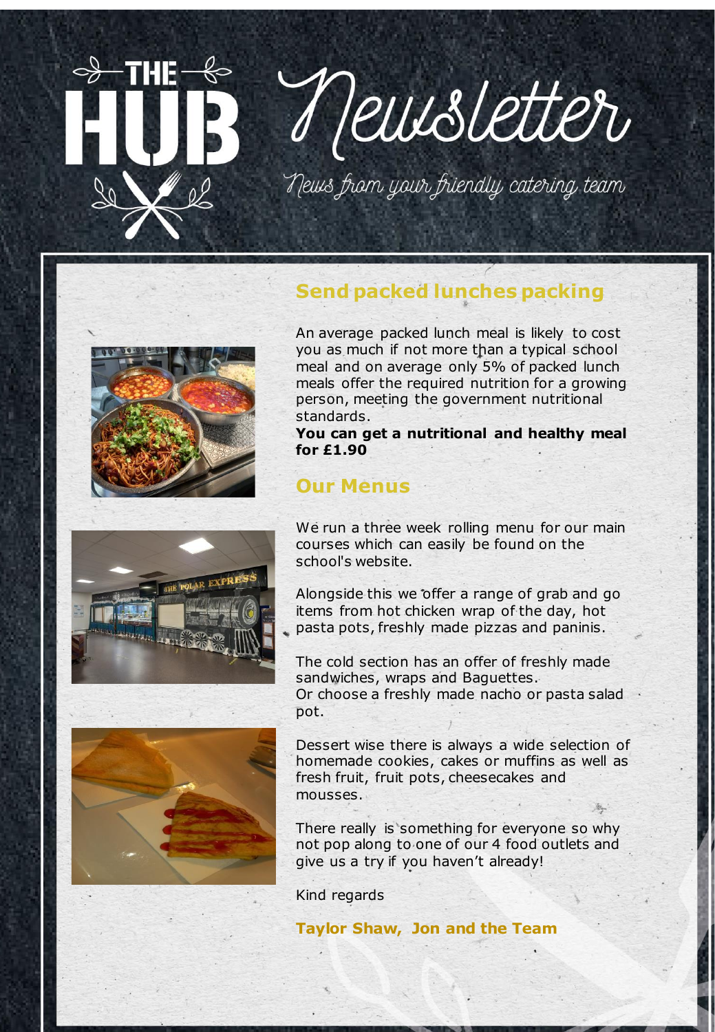# THE HUB Newsletter

News from your friendly catering team

## Send packed lunches packing

An average packed lunch meal is likely to cost you as much if not more than a typical school meal and on average only 5% of packed lunch meals offer the required nutrition for a growing person, meeting the government nutritional standards.

**You can get a nutritional and healthy meal for £1.90**

## Our Menus

We run a three week rolling menu for our main courses which can easily be found on the school's website.

Alongside this we offer a range of grab and go items from hot chicken wrap of the day, hot pasta pots, freshly made pizzas and paninis.

The cold section has an offer of freshly made sandwiches, wraps and Baguettes.
Or choose a freshly made nacho or pasta salad pot.

Dessert wise there is always a wide selection of homemade cookies, cakes or muffins as well as fresh fruit, fruit pots, cheesecakes and mousses.

There really is something for everyone so why not pop along to one of our 4 food outlets and give us a try if you haven't already!

Kind regards

**Taylor Shaw, Jon and the Team**